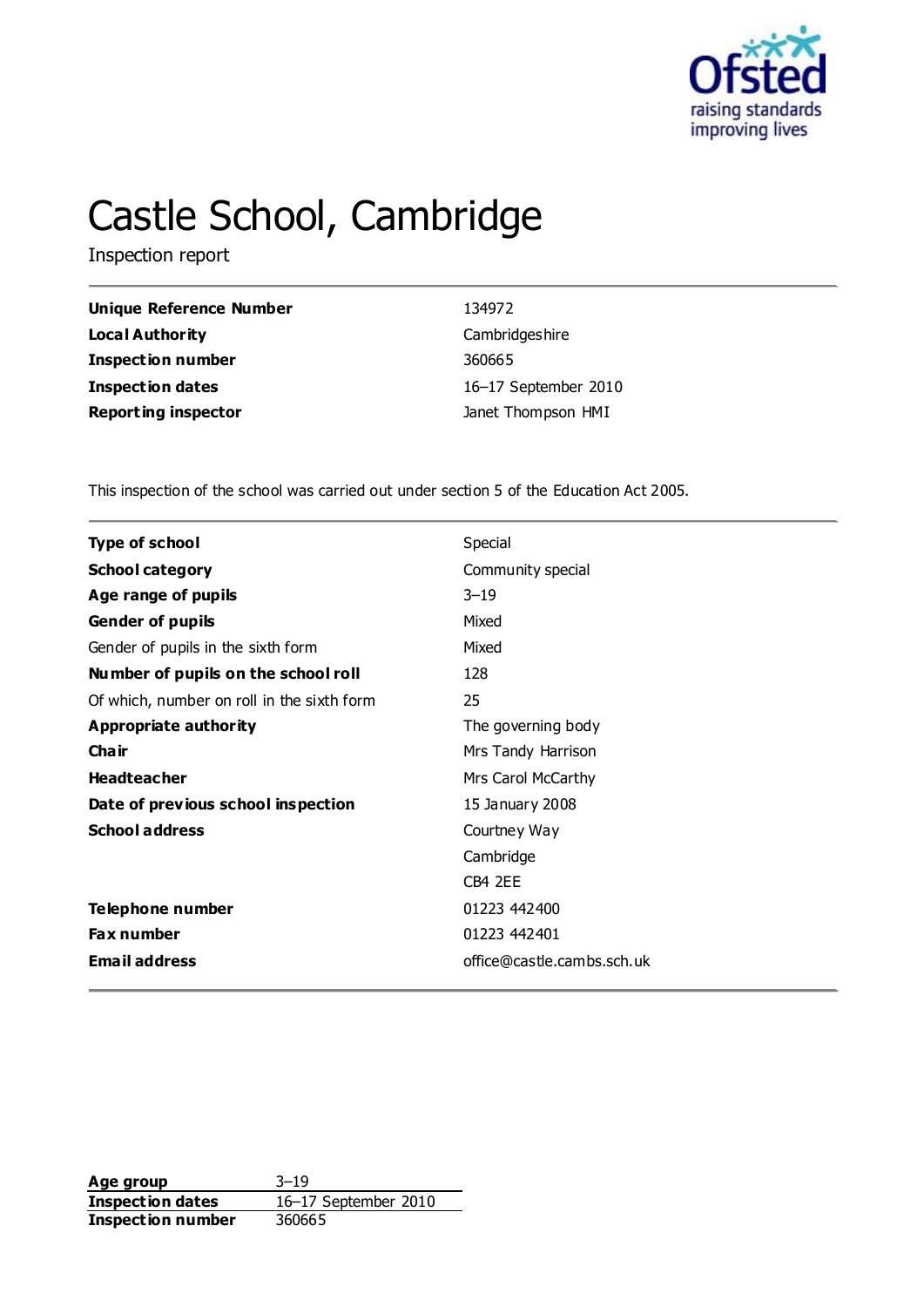# Castle School, Cambridge

Inspection report

| | |
|---|---|
| **Unique Reference Number** | 134972 |
| **Local Authority** | Cambridgeshire |
| **Inspection number** | 360665 |
| **Inspection dates** | 16–17 September 2010 |
| **Reporting inspector** | Janet Thompson HMI |

This inspection of the school was carried out under section 5 of the Education Act 2005.

| | |
|---|---|
| **Type of school** | Special |
| **School category** | Community special |
| **Age range of pupils** | 3–19 |
| **Gender of pupils** | Mixed |
| Gender of pupils in the sixth form | Mixed |
| **Number of pupils on the school roll** | 128 |
| Of which, number on roll in the sixth form | 25 |
| **Appropriate authority** | The governing body |
| **Chair** | Mrs Tandy Harrison |
| **Headteacher** | Mrs Carol McCarthy |
| **Date of previous school inspection** | 15 January 2008 |
| **School address** | Courtney Way<br>Cambridge<br>CB4 2EE |
| **Telephone number** | 01223 442400 |
| **Fax number** | 01223 442401 |
| **Email address** | office@castle.cambs.sch.uk |

| | |
|---|---|
| **Age group** | 3–19 |
| **Inspection dates** | 16–17 September 2010 |
| **Inspection number** | 360665 |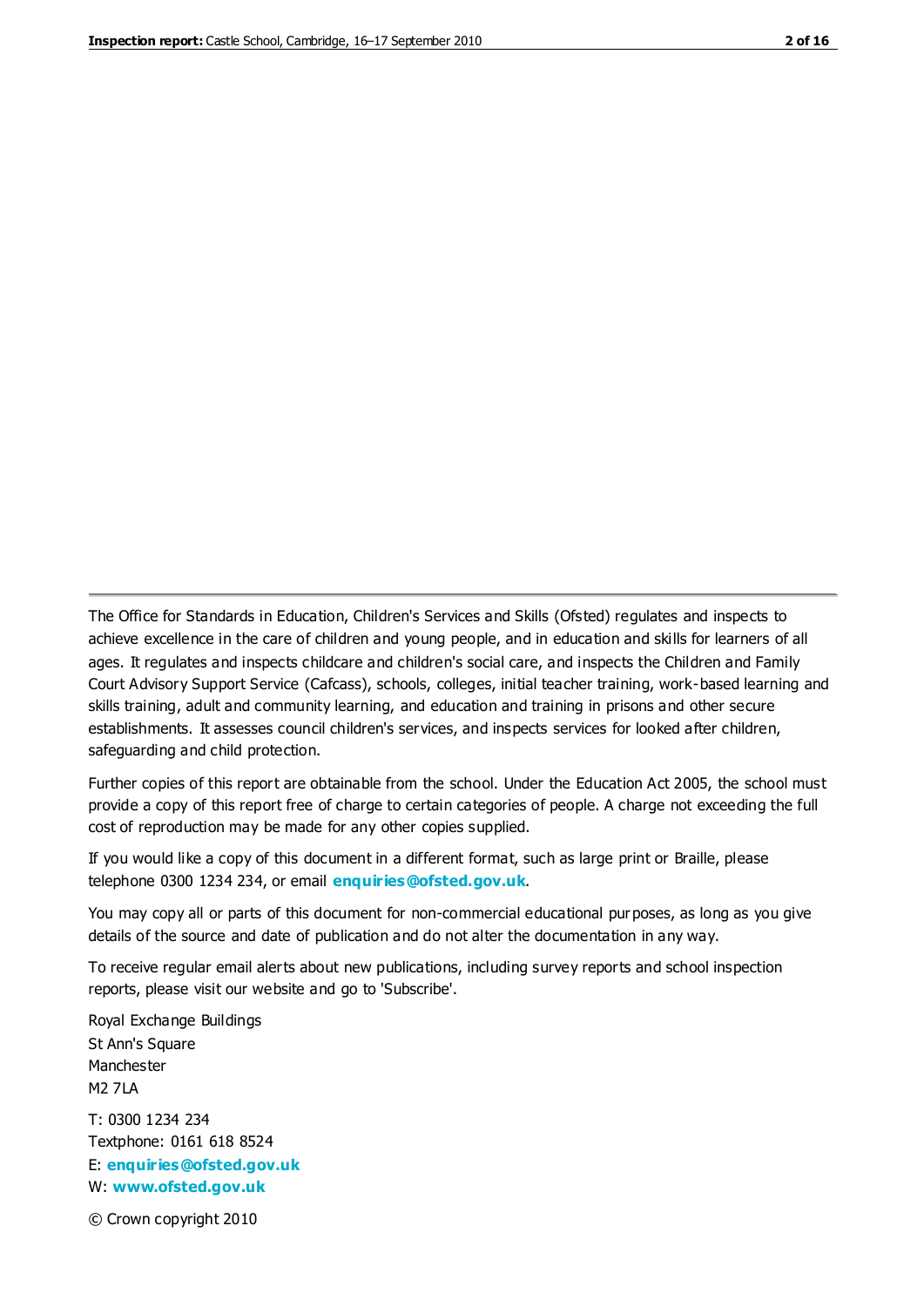The Office for Standards in Education, Children's Services and Skills (Ofsted) regulates and inspects to achieve excellence in the care of children and young people, and in education and skills for learners of all ages. It regulates and inspects childcare and children's social care, and inspects the Children and Family Court Advisory Support Service (Cafcass), schools, colleges, initial teacher training, work-based learning and skills training, adult and community learning, and education and training in prisons and other secure establishments. It assesses council children's services, and inspects services for looked after children, safeguarding and child protection.

Further copies of this report are obtainable from the school. Under the Education Act 2005, the school must provide a copy of this report free of charge to certain categories of people. A charge not exceeding the full cost of reproduction may be made for any other copies supplied.

If you would like a copy of this document in a different format, such as large print or Braille, please telephone 0300 1234 234, or email **enquiries@ofsted.gov.uk**.

You may copy all or parts of this document for non-commercial educational purposes, as long as you give details of the source and date of publication and do not alter the documentation in any way.

To receive regular email alerts about new publications, including survey reports and school inspection reports, please visit our website and go to 'Subscribe'.

Royal Exchange Buildings
St Ann's Square
Manchester
M2 7LA

T: 0300 1234 234
Textphone: 0161 618 8524
E: **enquiries@ofsted.gov.uk**
W: **www.ofsted.gov.uk**

© Crown copyright 2010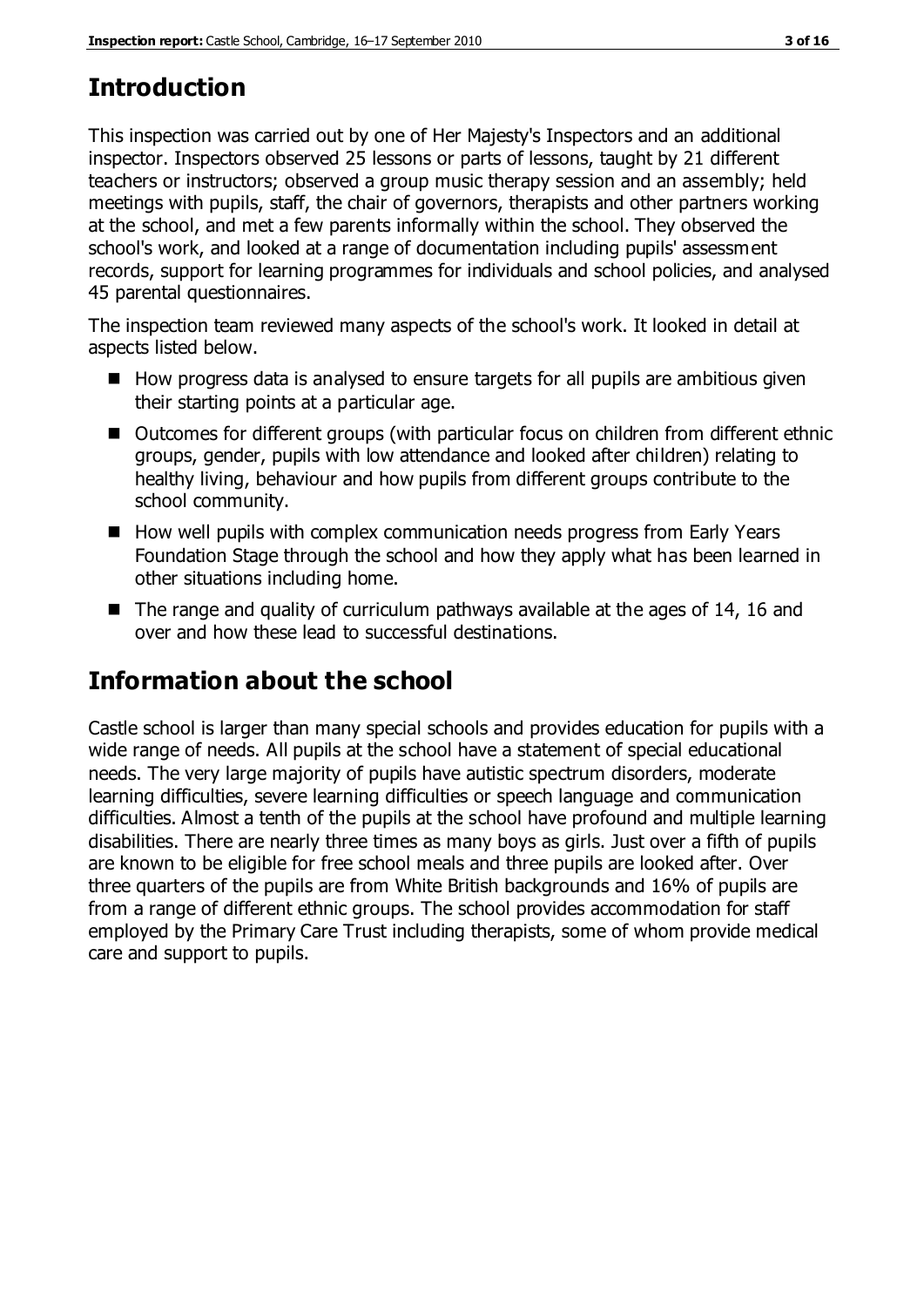## Introduction

This inspection was carried out by one of Her Majesty's Inspectors and an additional inspector. Inspectors observed 25 lessons or parts of lessons, taught by 21 different teachers or instructors; observed a group music therapy session and an assembly; held meetings with pupils, staff, the chair of governors, therapists and other partners working at the school, and met a few parents informally within the school. They observed the school's work, and looked at a range of documentation including pupils' assessment records, support for learning programmes for individuals and school policies, and analysed 45 parental questionnaires.

The inspection team reviewed many aspects of the school's work. It looked in detail at aspects listed below.

- How progress data is analysed to ensure targets for all pupils are ambitious given their starting points at a particular age.
- Outcomes for different groups (with particular focus on children from different ethnic groups, gender, pupils with low attendance and looked after children) relating to healthy living, behaviour and how pupils from different groups contribute to the school community.
- How well pupils with complex communication needs progress from Early Years Foundation Stage through the school and how they apply what has been learned in other situations including home.
- The range and quality of curriculum pathways available at the ages of 14, 16 and over and how these lead to successful destinations.

## Information about the school

Castle school is larger than many special schools and provides education for pupils with a wide range of needs. All pupils at the school have a statement of special educational needs. The very large majority of pupils have autistic spectrum disorders, moderate learning difficulties, severe learning difficulties or speech language and communication difficulties. Almost a tenth of the pupils at the school have profound and multiple learning disabilities. There are nearly three times as many boys as girls. Just over a fifth of pupils are known to be eligible for free school meals and three pupils are looked after. Over three quarters of the pupils are from White British backgrounds and 16% of pupils are from a range of different ethnic groups. The school provides accommodation for staff employed by the Primary Care Trust including therapists, some of whom provide medical care and support to pupils.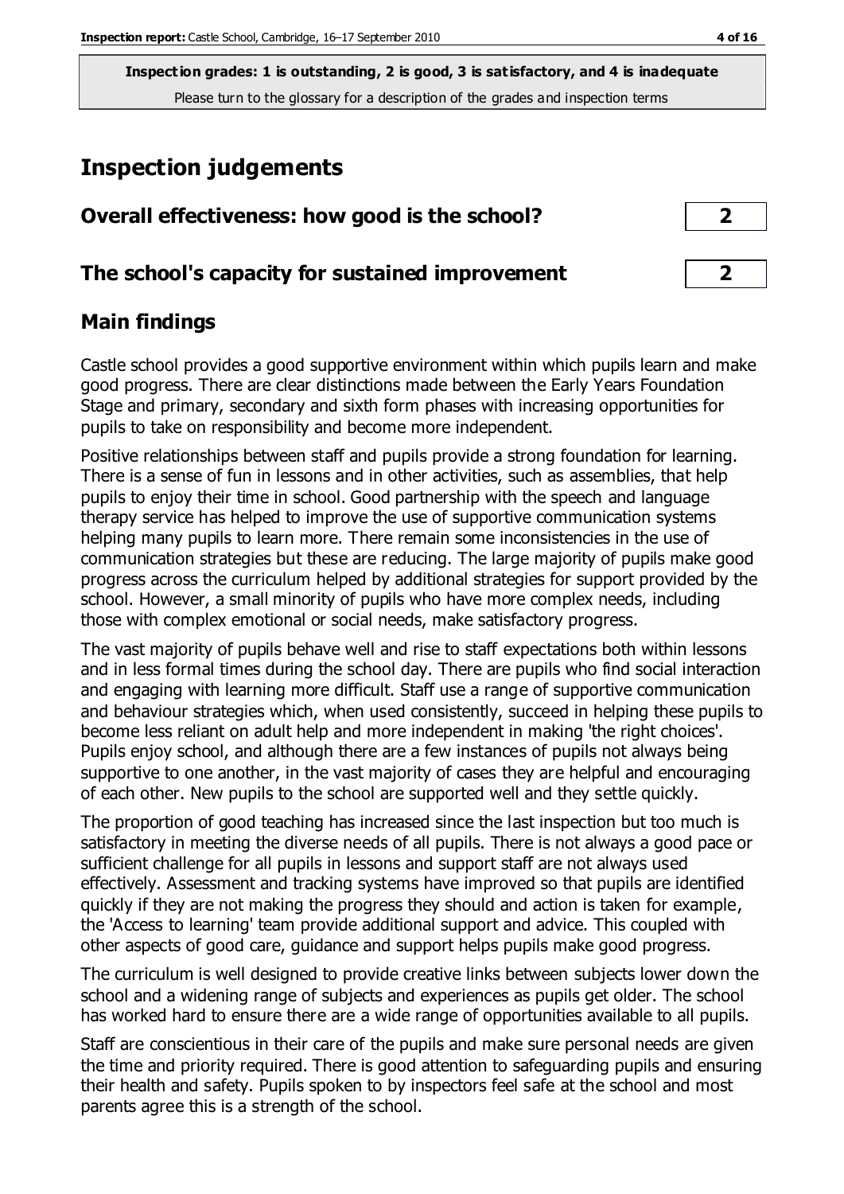Inspection grades: 1 is outstanding, 2 is good, 3 is satisfactory, and 4 is inadequate
Please turn to the glossary for a description of the grades and inspection terms

# Inspection judgements

## Overall effectiveness: how good is the school? **2**

## The school's capacity for sustained improvement **2**

## Main findings

Castle school provides a good supportive environment within which pupils learn and make good progress. There are clear distinctions made between the Early Years Foundation Stage and primary, secondary and sixth form phases with increasing opportunities for pupils to take on responsibility and become more independent.

Positive relationships between staff and pupils provide a strong foundation for learning. There is a sense of fun in lessons and in other activities, such as assemblies, that help pupils to enjoy their time in school. Good partnership with the speech and language therapy service has helped to improve the use of supportive communication systems helping many pupils to learn more. There remain some inconsistencies in the use of communication strategies but these are reducing. The large majority of pupils make good progress across the curriculum helped by additional strategies for support provided by the school. However, a small minority of pupils who have more complex needs, including those with complex emotional or social needs, make satisfactory progress.

The vast majority of pupils behave well and rise to staff expectations both within lessons and in less formal times during the school day. There are pupils who find social interaction and engaging with learning more difficult. Staff use a range of supportive communication and behaviour strategies which, when used consistently, succeed in helping these pupils to become less reliant on adult help and more independent in making 'the right choices'. Pupils enjoy school, and although there are a few instances of pupils not always being supportive to one another, in the vast majority of cases they are helpful and encouraging of each other. New pupils to the school are supported well and they settle quickly.

The proportion of good teaching has increased since the last inspection but too much is satisfactory in meeting the diverse needs of all pupils. There is not always a good pace or sufficient challenge for all pupils in lessons and support staff are not always used effectively. Assessment and tracking systems have improved so that pupils are identified quickly if they are not making the progress they should and action is taken for example, the 'Access to learning' team provide additional support and advice. This coupled with other aspects of good care, guidance and support helps pupils make good progress.

The curriculum is well designed to provide creative links between subjects lower down the school and a widening range of subjects and experiences as pupils get older. The school has worked hard to ensure there are a wide range of opportunities available to all pupils.

Staff are conscientious in their care of the pupils and make sure personal needs are given the time and priority required. There is good attention to safeguarding pupils and ensuring their health and safety. Pupils spoken to by inspectors feel safe at the school and most parents agree this is a strength of the school.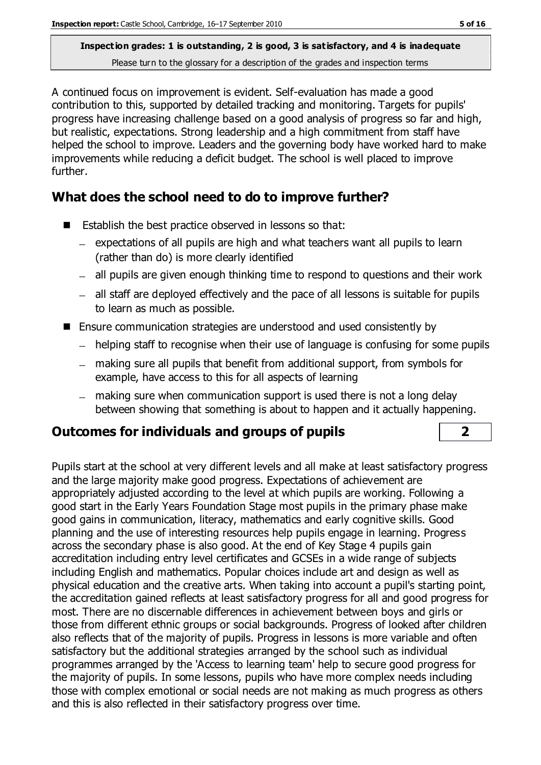**Inspection grades: 1 is outstanding, 2 is good, 3 is satisfactory, and 4 is inadequate**
Please turn to the glossary for a description of the grades and inspection terms

A continued focus on improvement is evident. Self-evaluation has made a good contribution to this, supported by detailed tracking and monitoring. Targets for pupils' progress have increasing challenge based on a good analysis of progress so far and high, but realistic, expectations. Strong leadership and a high commitment from staff have helped the school to improve. Leaders and the governing body have worked hard to make improvements while reducing a deficit budget. The school is well placed to improve further.

## What does the school need to do to improve further?

- Establish the best practice observed in lessons so that:
  - expectations of all pupils are high and what teachers want all pupils to learn (rather than do) is more clearly identified
  - all pupils are given enough thinking time to respond to questions and their work
  - all staff are deployed effectively and the pace of all lessons is suitable for pupils to learn as much as possible.
- Ensure communication strategies are understood and used consistently by
  - helping staff to recognise when their use of language is confusing for some pupils
  - making sure all pupils that benefit from additional support, from symbols for example, have access to this for all aspects of learning
  - making sure when communication support is used there is not a long delay between showing that something is about to happen and it actually happening.

## Outcomes for individuals and groups of pupils — 2

Pupils start at the school at very different levels and all make at least satisfactory progress and the large majority make good progress. Expectations of achievement are appropriately adjusted according to the level at which pupils are working. Following a good start in the Early Years Foundation Stage most pupils in the primary phase make good gains in communication, literacy, mathematics and early cognitive skills. Good planning and the use of interesting resources help pupils engage in learning. Progress across the secondary phase is also good. At the end of Key Stage 4 pupils gain accreditation including entry level certificates and GCSEs in a wide range of subjects including English and mathematics. Popular choices include art and design as well as physical education and the creative arts. When taking into account a pupil's starting point, the accreditation gained reflects at least satisfactory progress for all and good progress for most. There are no discernable differences in achievement between boys and girls or those from different ethnic groups or social backgrounds. Progress of looked after children also reflects that of the majority of pupils. Progress in lessons is more variable and often satisfactory but the additional strategies arranged by the school such as individual programmes arranged by the 'Access to learning team' help to secure good progress for the majority of pupils. In some lessons, pupils who have more complex needs including those with complex emotional or social needs are not making as much progress as others and this is also reflected in their satisfactory progress over time.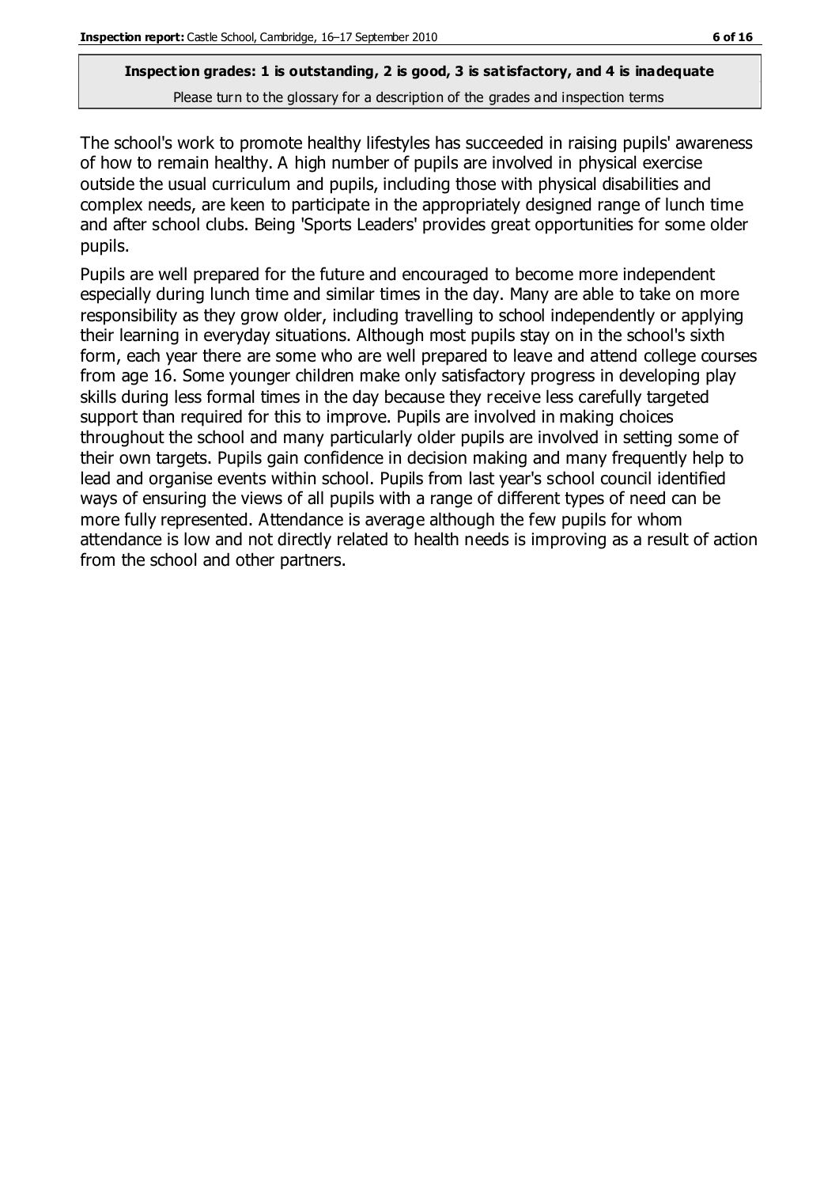**Inspection grades: 1 is outstanding, 2 is good, 3 is satisfactory, and 4 is inadequate**

Please turn to the glossary for a description of the grades and inspection terms

The school's work to promote healthy lifestyles has succeeded in raising pupils' awareness of how to remain healthy. A high number of pupils are involved in physical exercise outside the usual curriculum and pupils, including those with physical disabilities and complex needs, are keen to participate in the appropriately designed range of lunch time and after school clubs. Being 'Sports Leaders' provides great opportunities for some older pupils.

Pupils are well prepared for the future and encouraged to become more independent especially during lunch time and similar times in the day. Many are able to take on more responsibility as they grow older, including travelling to school independently or applying their learning in everyday situations. Although most pupils stay on in the school's sixth form, each year there are some who are well prepared to leave and attend college courses from age 16. Some younger children make only satisfactory progress in developing play skills during less formal times in the day because they receive less carefully targeted support than required for this to improve. Pupils are involved in making choices throughout the school and many particularly older pupils are involved in setting some of their own targets. Pupils gain confidence in decision making and many frequently help to lead and organise events within school. Pupils from last year's school council identified ways of ensuring the views of all pupils with a range of different types of need can be more fully represented. Attendance is average although the few pupils for whom attendance is low and not directly related to health needs is improving as a result of action from the school and other partners.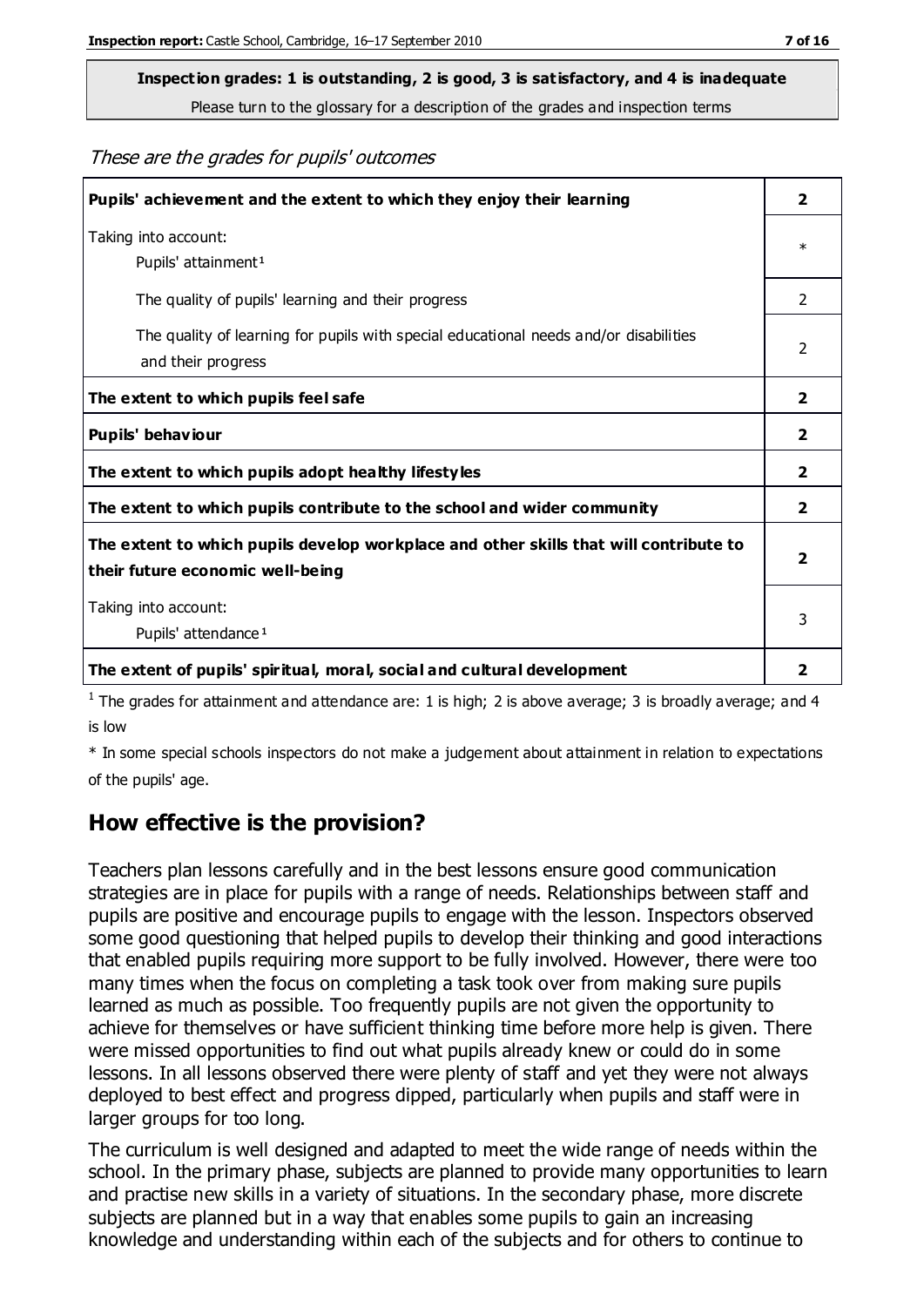**Inspection grades: 1 is outstanding, 2 is good, 3 is satisfactory, and 4 is inadequate**

Please turn to the glossary for a description of the grades and inspection terms

*These are the grades for pupils' outcomes*

| | |
|---|---|
| **Pupils' achievement and the extent to which they enjoy their learning** | **2** |
| Taking into account: Pupils' attainment[1] | * |
| The quality of pupils' learning and their progress | 2 |
| The quality of learning for pupils with special educational needs and/or disabilities and their progress | 2 |
| **The extent to which pupils feel safe** | **2** |
| **Pupils' behaviour** | **2** |
| **The extent to which pupils adopt healthy lifestyles** | **2** |
| **The extent to which pupils contribute to the school and wider community** | **2** |
| **The extent to which pupils develop workplace and other skills that will contribute to their future economic well-being** | **2** |
| Taking into account: Pupils' attendance[1] | 3 |
| **The extent of pupils' spiritual, moral, social and cultural development** | **2** |

[1] The grades for attainment and attendance are: 1 is high; 2 is above average; 3 is broadly average; and 4 is low

* In some special schools inspectors do not make a judgement about attainment in relation to expectations of the pupils' age.

## How effective is the provision?

Teachers plan lessons carefully and in the best lessons ensure good communication strategies are in place for pupils with a range of needs. Relationships between staff and pupils are positive and encourage pupils to engage with the lesson. Inspectors observed some good questioning that helped pupils to develop their thinking and good interactions that enabled pupils requiring more support to be fully involved. However, there were too many times when the focus on completing a task took over from making sure pupils learned as much as possible. Too frequently pupils are not given the opportunity to achieve for themselves or have sufficient thinking time before more help is given. There were missed opportunities to find out what pupils already knew or could do in some lessons. In all lessons observed there were plenty of staff and yet they were not always deployed to best effect and progress dipped, particularly when pupils and staff were in larger groups for too long.

The curriculum is well designed and adapted to meet the wide range of needs within the school. In the primary phase, subjects are planned to provide many opportunities to learn and practise new skills in a variety of situations. In the secondary phase, more discrete subjects are planned but in a way that enables some pupils to gain an increasing knowledge and understanding within each of the subjects and for others to continue to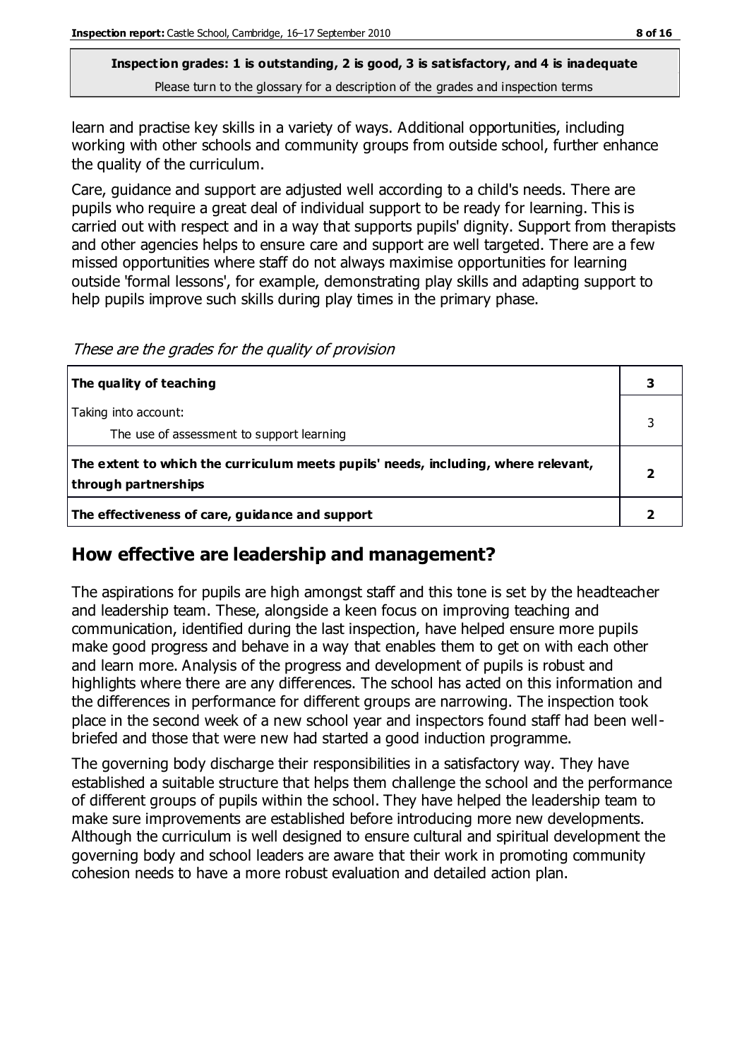**Inspection grades: 1 is outstanding, 2 is good, 3 is satisfactory, and 4 is inadequate**
Please turn to the glossary for a description of the grades and inspection terms

learn and practise key skills in a variety of ways. Additional opportunities, including working with other schools and community groups from outside school, further enhance the quality of the curriculum.

Care, guidance and support are adjusted well according to a child's needs. There are pupils who require a great deal of individual support to be ready for learning. This is carried out with respect and in a way that supports pupils' dignity. Support from therapists and other agencies helps to ensure care and support are well targeted. There are a few missed opportunities where staff do not always maximise opportunities for learning outside 'formal lessons', for example, demonstrating play skills and adapting support to help pupils improve such skills during play times in the primary phase.

*These are the grades for the quality of provision*

| | |
|---|---|
| **The quality of teaching** | **3** |
| Taking into account:<br>The use of assessment to support learning | 3 |
| **The extent to which the curriculum meets pupils' needs, including, where relevant, through partnerships** | **2** |
| **The effectiveness of care, guidance and support** | **2** |

## How effective are leadership and management?

The aspirations for pupils are high amongst staff and this tone is set by the headteacher and leadership team. These, alongside a keen focus on improving teaching and communication, identified during the last inspection, have helped ensure more pupils make good progress and behave in a way that enables them to get on with each other and learn more. Analysis of the progress and development of pupils is robust and highlights where there are any differences. The school has acted on this information and the differences in performance for different groups are narrowing. The inspection took place in the second week of a new school year and inspectors found staff had been well-briefed and those that were new had started a good induction programme.

The governing body discharge their responsibilities in a satisfactory way. They have established a suitable structure that helps them challenge the school and the performance of different groups of pupils within the school. They have helped the leadership team to make sure improvements are established before introducing more new developments. Although the curriculum is well designed to ensure cultural and spiritual development the governing body and school leaders are aware that their work in promoting community cohesion needs to have a more robust evaluation and detailed action plan.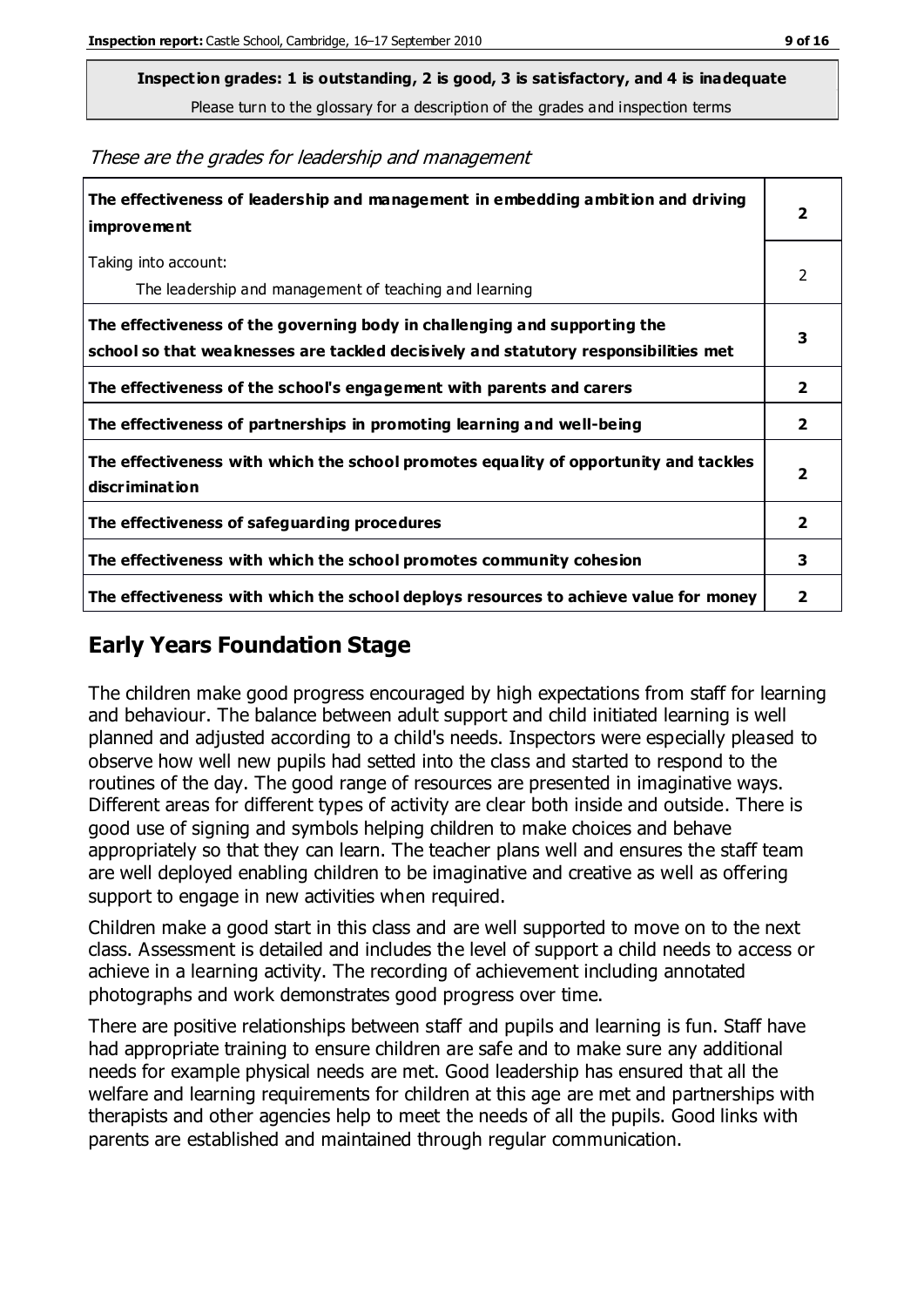**Inspection grades: 1 is outstanding, 2 is good, 3 is satisfactory, and 4 is inadequate**
Please turn to the glossary for a description of the grades and inspection terms

*These are the grades for leadership and management*

| | |
|---|---|
| **The effectiveness of leadership and management in embedding ambition and driving improvement** | **2** |
| Taking into account:<br>The leadership and management of teaching and learning | 2 |
| **The effectiveness of the governing body in challenging and supporting the school so that weaknesses are tackled decisively and statutory responsibilities met** | **3** |
| **The effectiveness of the school's engagement with parents and carers** | **2** |
| **The effectiveness of partnerships in promoting learning and well-being** | **2** |
| **The effectiveness with which the school promotes equality of opportunity and tackles discrimination** | **2** |
| **The effectiveness of safeguarding procedures** | **2** |
| **The effectiveness with which the school promotes community cohesion** | **3** |
| **The effectiveness with which the school deploys resources to achieve value for money** | **2** |

## Early Years Foundation Stage

The children make good progress encouraged by high expectations from staff for learning and behaviour. The balance between adult support and child initiated learning is well planned and adjusted according to a child's needs. Inspectors were especially pleased to observe how well new pupils had setted into the class and started to respond to the routines of the day. The good range of resources are presented in imaginative ways. Different areas for different types of activity are clear both inside and outside. There is good use of signing and symbols helping children to make choices and behave appropriately so that they can learn. The teacher plans well and ensures the staff team are well deployed enabling children to be imaginative and creative as well as offering support to engage in new activities when required.

Children make a good start in this class and are well supported to move on to the next class. Assessment is detailed and includes the level of support a child needs to access or achieve in a learning activity. The recording of achievement including annotated photographs and work demonstrates good progress over time.

There are positive relationships between staff and pupils and learning is fun. Staff have had appropriate training to ensure children are safe and to make sure any additional needs for example physical needs are met. Good leadership has ensured that all the welfare and learning requirements for children at this age are met and partnerships with therapists and other agencies help to meet the needs of all the pupils. Good links with parents are established and maintained through regular communication.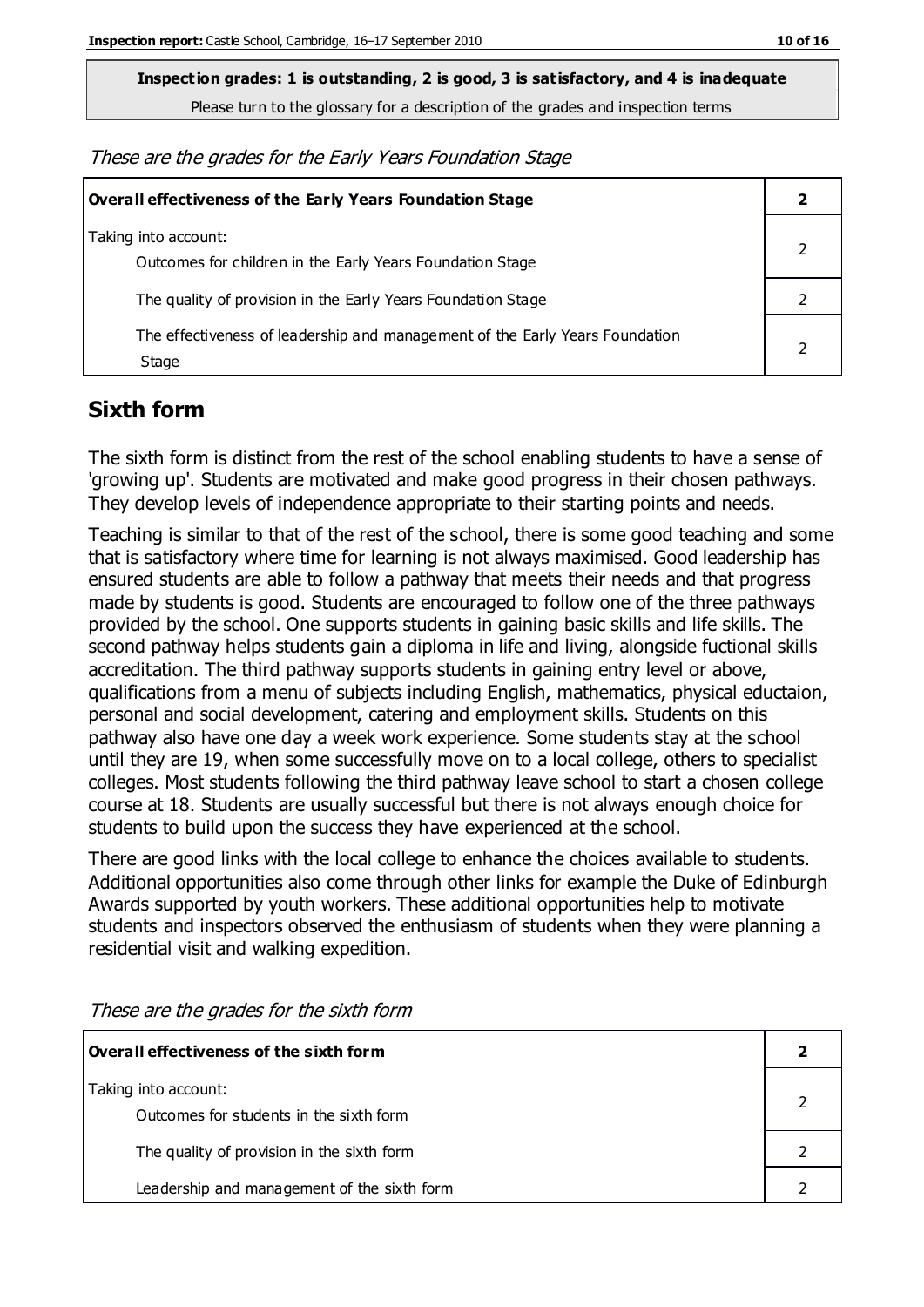**Inspection grades: 1 is outstanding, 2 is good, 3 is satisfactory, and 4 is inadequate**
Please turn to the glossary for a description of the grades and inspection terms

*These are the grades for the Early Years Foundation Stage*

| | |
|---|---|
| **Overall effectiveness of the Early Years Foundation Stage** | **2** |
| Taking into account:<br>Outcomes for children in the Early Years Foundation Stage | 2 |
| The quality of provision in the Early Years Foundation Stage | 2 |
| The effectiveness of leadership and management of the Early Years Foundation Stage | 2 |

## Sixth form

The sixth form is distinct from the rest of the school enabling students to have a sense of 'growing up'. Students are motivated and make good progress in their chosen pathways. They develop levels of independence appropriate to their starting points and needs.

Teaching is similar to that of the rest of the school, there is some good teaching and some that is satisfactory where time for learning is not always maximised. Good leadership has ensured students are able to follow a pathway that meets their needs and that progress made by students is good. Students are encouraged to follow one of the three pathways provided by the school. One supports students in gaining basic skills and life skills. The second pathway helps students gain a diploma in life and living, alongside fuctional skills accreditation. The third pathway supports students in gaining entry level or above, qualifications from a menu of subjects including English, mathematics, physical eductaion, personal and social development, catering and employment skills. Students on this pathway also have one day a week work experience. Some students stay at the school until they are 19, when some successfully move on to a local college, others to specialist colleges. Most students following the third pathway leave school to start a chosen college course at 18. Students are usually successful but there is not always enough choice for students to build upon the success they have experienced at the school.

There are good links with the local college to enhance the choices available to students. Additional opportunities also come through other links for example the Duke of Edinburgh Awards supported by youth workers. These additional opportunities help to motivate students and inspectors observed the enthusiasm of students when they were planning a residential visit and walking expedition.

*These are the grades for the sixth form*

| | |
|---|---|
| **Overall effectiveness of the sixth form** | **2** |
| Taking into account:<br>Outcomes for students in the sixth form | 2 |
| The quality of provision in the sixth form | 2 |
| Leadership and management of the sixth form | 2 |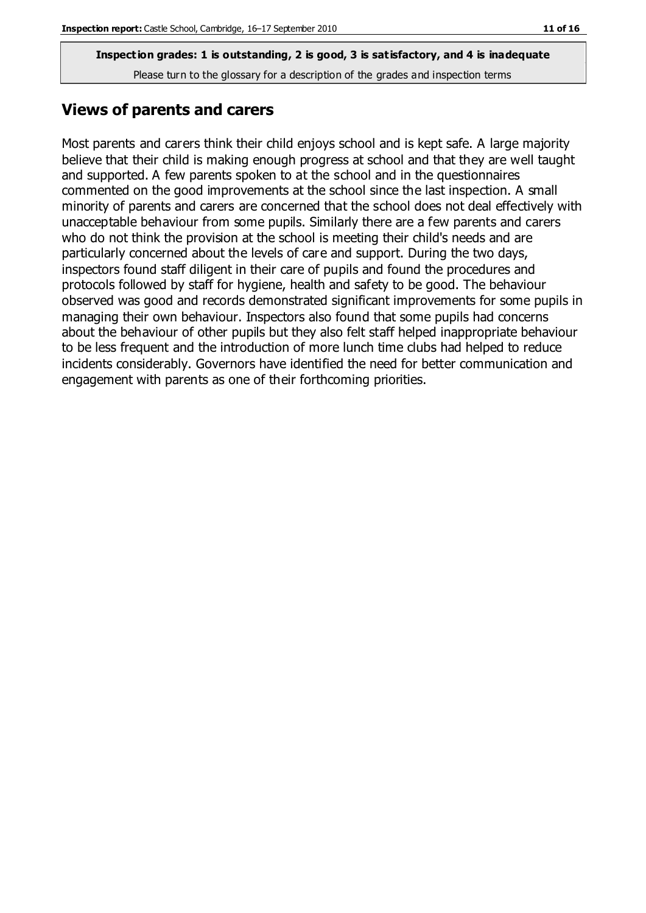**Inspection grades: 1 is outstanding, 2 is good, 3 is satisfactory, and 4 is inadequate**

Please turn to the glossary for a description of the grades and inspection terms

## Views of parents and carers

Most parents and carers think their child enjoys school and is kept safe. A large majority believe that their child is making enough progress at school and that they are well taught and supported. A few parents spoken to at the school and in the questionnaires commented on the good improvements at the school since the last inspection. A small minority of parents and carers are concerned that the school does not deal effectively with unacceptable behaviour from some pupils. Similarly there are a few parents and carers who do not think the provision at the school is meeting their child's needs and are particularly concerned about the levels of care and support. During the two days, inspectors found staff diligent in their care of pupils and found the procedures and protocols followed by staff for hygiene, health and safety to be good. The behaviour observed was good and records demonstrated significant improvements for some pupils in managing their own behaviour. Inspectors also found that some pupils had concerns about the behaviour of other pupils but they also felt staff helped inappropriate behaviour to be less frequent and the introduction of more lunch time clubs had helped to reduce incidents considerably. Governors have identified the need for better communication and engagement with parents as one of their forthcoming priorities.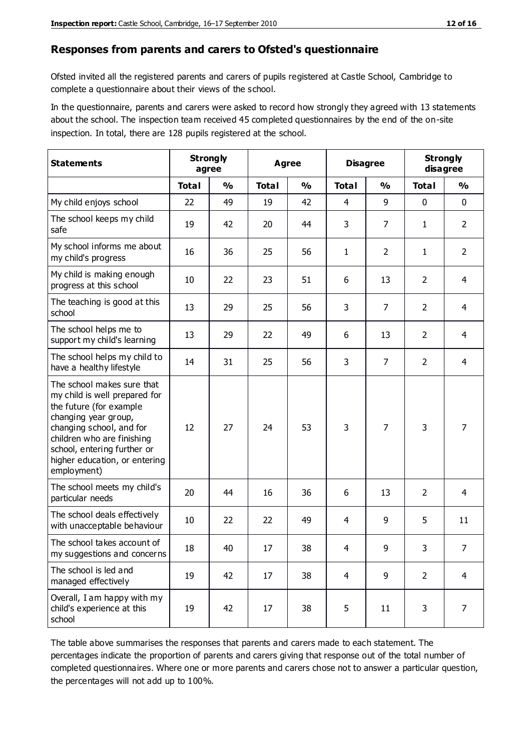## Responses from parents and carers to Ofsted's questionnaire

Ofsted invited all the registered parents and carers of pupils registered at Castle School, Cambridge to complete a questionnaire about their views of the school.

In the questionnaire, parents and carers were asked to record how strongly they agreed with 13 statements about the school. The inspection team received 45 completed questionnaires by the end of the on-site inspection. In total, there are 128 pupils registered at the school.

| Statements | Strongly agree | | Agree | | Disagree | | Strongly disagree | |
|---|---|---|---|---|---|---|---|---|
| | Total | % | Total | % | Total | % | Total | % |
| My child enjoys school | 22 | 49 | 19 | 42 | 4 | 9 | 0 | 0 |
| The school keeps my child safe | 19 | 42 | 20 | 44 | 3 | 7 | 1 | 2 |
| My school informs me about my child's progress | 16 | 36 | 25 | 56 | 1 | 2 | 1 | 2 |
| My child is making enough progress at this school | 10 | 22 | 23 | 51 | 6 | 13 | 2 | 4 |
| The teaching is good at this school | 13 | 29 | 25 | 56 | 3 | 7 | 2 | 4 |
| The school helps me to support my child's learning | 13 | 29 | 22 | 49 | 6 | 13 | 2 | 4 |
| The school helps my child to have a healthy lifestyle | 14 | 31 | 25 | 56 | 3 | 7 | 2 | 4 |
| The school makes sure that my child is well prepared for the future (for example changing year group, changing school, and for children who are finishing school, entering further or higher education, or entering employment) | 12 | 27 | 24 | 53 | 3 | 7 | 3 | 7 |
| The school meets my child's particular needs | 20 | 44 | 16 | 36 | 6 | 13 | 2 | 4 |
| The school deals effectively with unacceptable behaviour | 10 | 22 | 22 | 49 | 4 | 9 | 5 | 11 |
| The school takes account of my suggestions and concerns | 18 | 40 | 17 | 38 | 4 | 9 | 3 | 7 |
| The school is led and managed effectively | 19 | 42 | 17 | 38 | 4 | 9 | 2 | 4 |
| Overall, I am happy with my child's experience at this school | 19 | 42 | 17 | 38 | 5 | 11 | 3 | 7 |

The table above summarises the responses that parents and carers made to each statement. The percentages indicate the proportion of parents and carers giving that response out of the total number of completed questionnaires. Where one or more parents and carers chose not to answer a particular question, the percentages will not add up to 100%.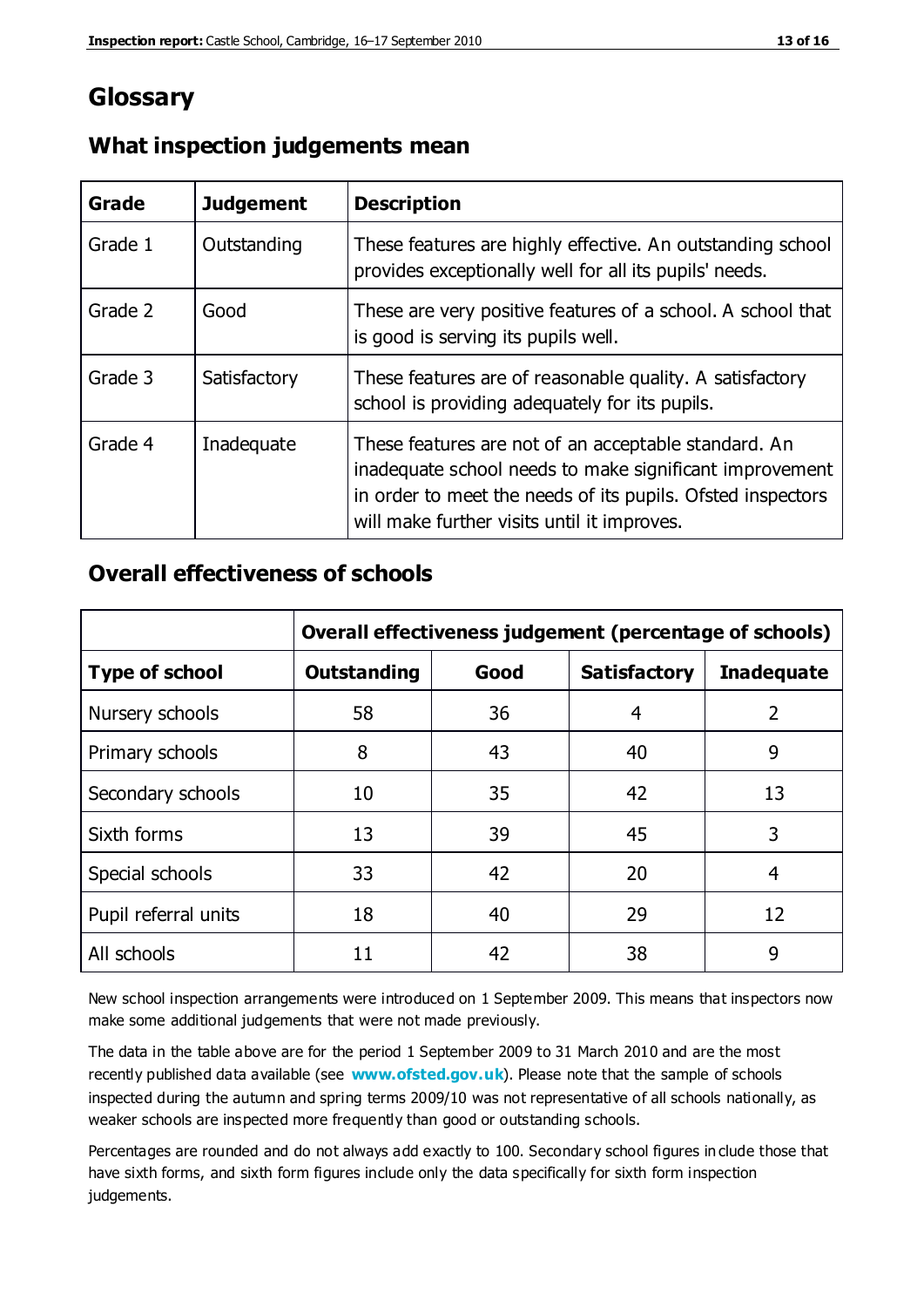# Glossary

## What inspection judgements mean

| Grade | Judgement | Description |
|---|---|---|
| Grade 1 | Outstanding | These features are highly effective. An outstanding school provides exceptionally well for all its pupils' needs. |
| Grade 2 | Good | These are very positive features of a school. A school that is good is serving its pupils well. |
| Grade 3 | Satisfactory | These features are of reasonable quality. A satisfactory school is providing adequately for its pupils. |
| Grade 4 | Inadequate | These features are not of an acceptable standard. An inadequate school needs to make significant improvement in order to meet the needs of its pupils. Ofsted inspectors will make further visits until it improves. |

## Overall effectiveness of schools

| | Overall effectiveness judgement (percentage of schools) | | | |
|---|---|---|---|---|
| **Type of school** | **Outstanding** | **Good** | **Satisfactory** | **Inadequate** |
| Nursery schools | 58 | 36 | 4 | 2 |
| Primary schools | 8 | 43 | 40 | 9 |
| Secondary schools | 10 | 35 | 42 | 13 |
| Sixth forms | 13 | 39 | 45 | 3 |
| Special schools | 33 | 42 | 20 | 4 |
| Pupil referral units | 18 | 40 | 29 | 12 |
| All schools | 11 | 42 | 38 | 9 |

New school inspection arrangements were introduced on 1 September 2009. This means that inspectors now make some additional judgements that were not made previously.

The data in the table above are for the period 1 September 2009 to 31 March 2010 and are the most recently published data available (see **www.ofsted.gov.uk**). Please note that the sample of schools inspected during the autumn and spring terms 2009/10 was not representative of all schools nationally, as weaker schools are inspected more frequently than good or outstanding schools.

Percentages are rounded and do not always add exactly to 100. Secondary school figures include those that have sixth forms, and sixth form figures include only the data specifically for sixth form inspection judgements.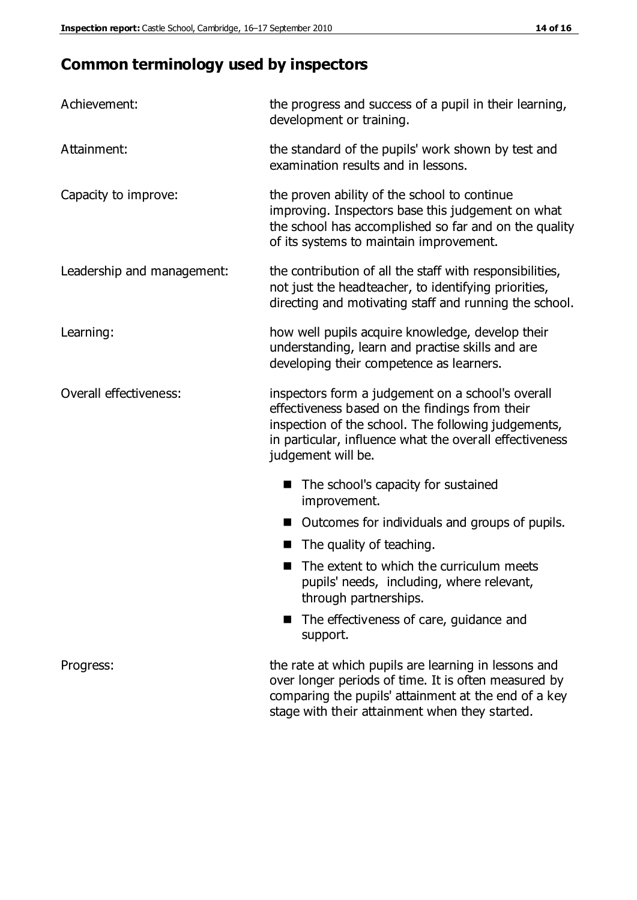## Common terminology used by inspectors

**Achievement:** the progress and success of a pupil in their learning, development or training.

**Attainment:** the standard of the pupils' work shown by test and examination results and in lessons.

**Capacity to improve:** the proven ability of the school to continue improving. Inspectors base this judgement on what the school has accomplished so far and on the quality of its systems to maintain improvement.

**Leadership and management:** the contribution of all the staff with responsibilities, not just the headteacher, to identifying priorities, directing and motivating staff and running the school.

**Learning:** how well pupils acquire knowledge, develop their understanding, learn and practise skills and are developing their competence as learners.

**Overall effectiveness:** inspectors form a judgement on a school's overall effectiveness based on the findings from their inspection of the school. The following judgements, in particular, influence what the overall effectiveness judgement will be.

- The school's capacity for sustained improvement.
- Outcomes for individuals and groups of pupils.
- The quality of teaching.
- The extent to which the curriculum meets pupils' needs, including, where relevant, through partnerships.
- The effectiveness of care, guidance and support.

**Progress:** the rate at which pupils are learning in lessons and over longer periods of time. It is often measured by comparing the pupils' attainment at the end of a key stage with their attainment when they started.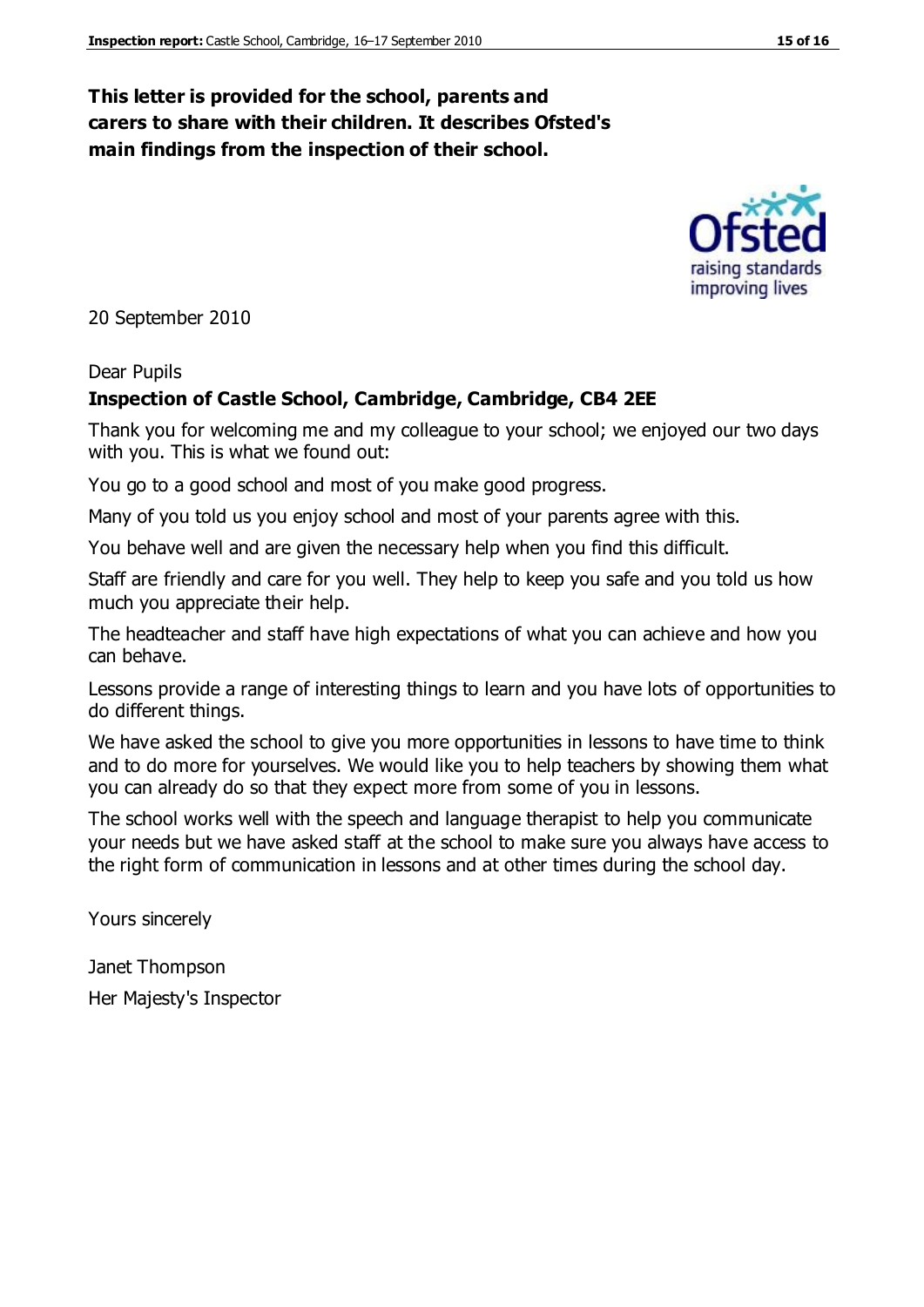**This letter is provided for the school, parents and carers to share with their children. It describes Ofsted's main findings from the inspection of their school.**

20 September 2010

Dear Pupils

**Inspection of Castle School, Cambridge, Cambridge, CB4 2EE**

Thank you for welcoming me and my colleague to your school; we enjoyed our two days with you. This is what we found out:

You go to a good school and most of you make good progress.

Many of you told us you enjoy school and most of your parents agree with this.

You behave well and are given the necessary help when you find this difficult.

Staff are friendly and care for you well. They help to keep you safe and you told us how much you appreciate their help.

The headteacher and staff have high expectations of what you can achieve and how you can behave.

Lessons provide a range of interesting things to learn and you have lots of opportunities to do different things.

We have asked the school to give you more opportunities in lessons to have time to think and to do more for yourselves. We would like you to help teachers by showing them what you can already do so that they expect more from some of you in lessons.

The school works well with the speech and language therapist to help you communicate your needs but we have asked staff at the school to make sure you always have access to the right form of communication in lessons and at other times during the school day.

Yours sincerely

Janet Thompson

Her Majesty's Inspector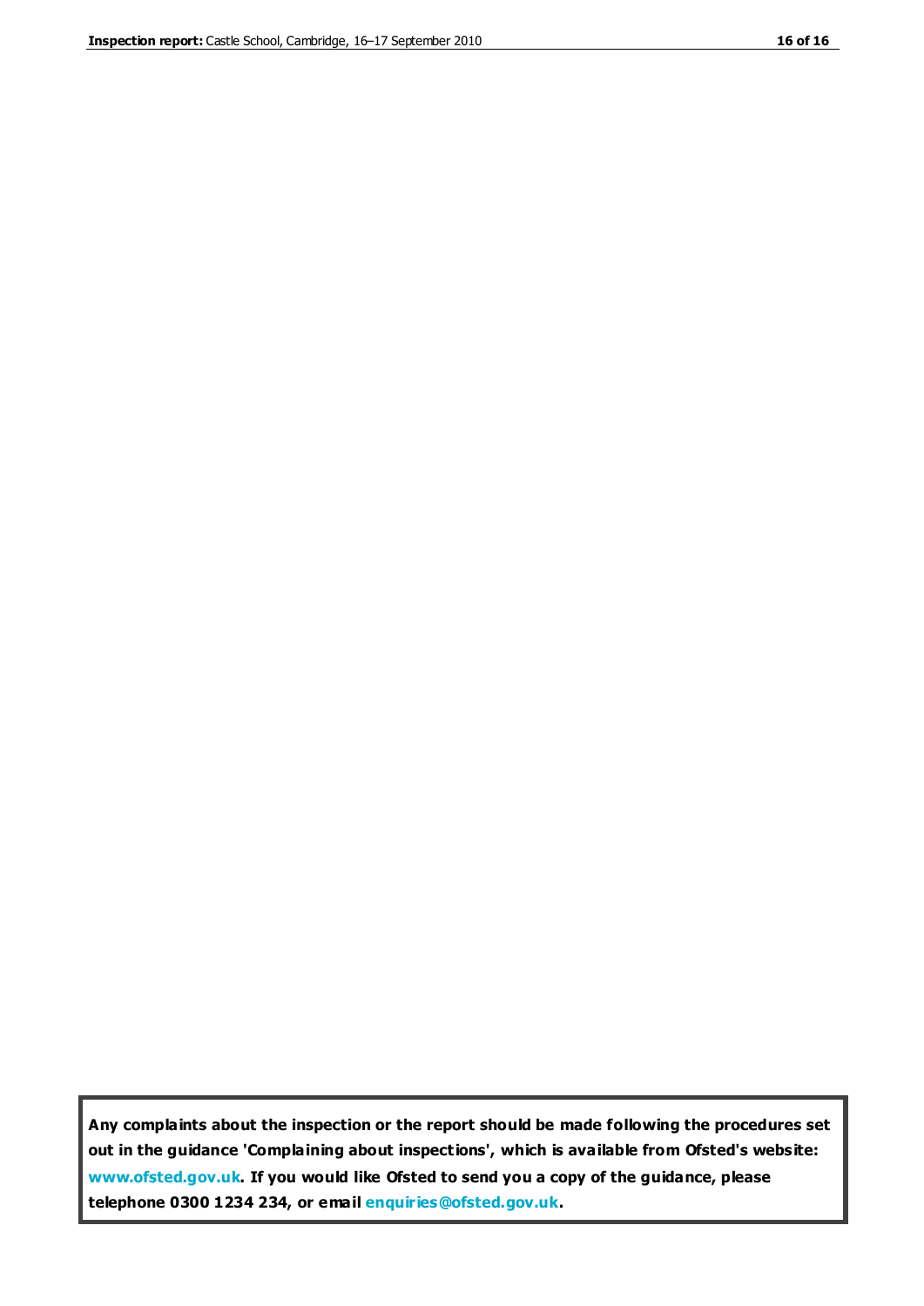**Any complaints about the inspection or the report should be made following the procedures set out in the guidance 'Complaining about inspections', which is available from Ofsted's website: www.ofsted.gov.uk. If you would like Ofsted to send you a copy of the guidance, please telephone 0300 1234 234, or email enquiries@ofsted.gov.uk.**